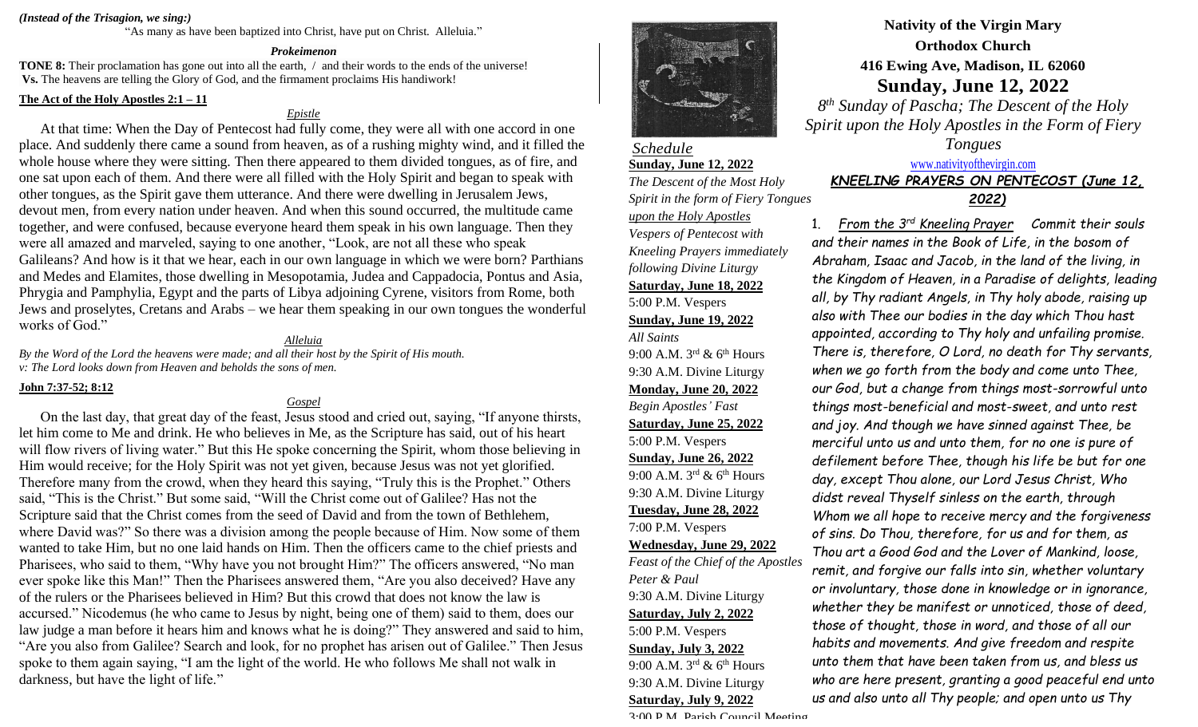*(Instead of the Trisagion, we sing:)*

"As many as have been baptized into Christ, have put on Christ. Alleluia."

***Prokeimenon***

**TONE 8:** Their proclamation has gone out into all the earth, / and their words to the ends of the universe!
**Vs.** The heavens are telling the Glory of God, and the firmament proclaims His handiwork!

**The Act of the Holy Apostles 2:1 – 11**

*Epistle*

At that time: When the Day of Pentecost had fully come, they were all with one accord in one place. And suddenly there came a sound from heaven, as of a rushing mighty wind, and it filled the whole house where they were sitting. Then there appeared to them divided tongues, as of fire, and one sat upon each of them. And there were all filled with the Holy Spirit and began to speak with other tongues, as the Spirit gave them utterance. And there were dwelling in Jerusalem Jews, devout men, from every nation under heaven. And when this sound occurred, the multitude came together, and were confused, because everyone heard them speak in his own language. Then they were all amazed and marveled, saying to one another, "Look, are not all these who speak Galileans? And how is it that we hear, each in our own language in which we were born? Parthians and Medes and Elamites, those dwelling in Mesopotamia, Judea and Cappadocia, Pontus and Asia, Phrygia and Pamphylia, Egypt and the parts of Libya adjoining Cyrene, visitors from Rome, both Jews and proselytes, Cretans and Arabs – we hear them speaking in our own tongues the wonderful works of God."

*Alleluia*

*By the Word of the Lord the heavens were made; and all their host by the Spirit of His mouth.*
*v: The Lord looks down from Heaven and beholds the sons of men.*

**John 7:37-52; 8:12**

*Gospel*

On the last day, that great day of the feast, Jesus stood and cried out, saying, "If anyone thirsts, let him come to Me and drink. He who believes in Me, as the Scripture has said, out of his heart will flow rivers of living water." But this He spoke concerning the Spirit, whom those believing in Him would receive; for the Holy Spirit was not yet given, because Jesus was not yet glorified. Therefore many from the crowd, when they heard this saying, "Truly this is the Prophet." Others said, "This is the Christ." But some said, "Will the Christ come out of Galilee? Has not the Scripture said that the Christ comes from the seed of David and from the town of Bethlehem, where David was?" So there was a division among the people because of Him. Now some of them wanted to take Him, but no one laid hands on Him. Then the officers came to the chief priests and Pharisees, who said to them, "Why have you not brought Him?" The officers answered, "No man ever spoke like this Man!" Then the Pharisees answered them, "Are you also deceived? Have any of the rulers or the Pharisees believed in Him? But this crowd that does not know the law is accursed." Nicodemus (he who came to Jesus by night, being one of them) said to them, does our law judge a man before it hears him and knows what he is doing?" They answered and said to him, "Are you also from Galilee? Search and look, for no prophet has arisen out of Galilee." Then Jesus spoke to them again saying, "I am the light of the world. He who follows Me shall not walk in darkness, but have the light of life."

*Schedule*

**Sunday, June 12, 2022**
*The Descent of the Most Holy Spirit in the form of Fiery Tongues upon the Holy Apostles*
*Vespers of Pentecost with Kneeling Prayers immediately following Divine Liturgy*

**Saturday, June 18, 2022**
5:00 P.M. Vespers

**Sunday, June 19, 2022**
*All Saints*
9:00 A.M. 3rd & 6th Hours
9:30 A.M. Divine Liturgy

**Monday, June 20, 2022**
*Begin Apostles' Fast*

**Saturday, June 25, 2022**
5:00 P.M. Vespers

**Sunday, June 26, 2022**
9:00 A.M. 3rd & 6th Hours
9:30 A.M. Divine Liturgy

**Tuesday, June 28, 2022**
7:00 P.M. Vespers

**Wednesday, June 29, 2022**
*Feast of the Chief of the Apostles Peter & Paul*
9:30 A.M. Divine Liturgy

**Saturday, July 2, 2022**
5:00 P.M. Vespers

**Sunday, July 3, 2022**
9:00 A.M. 3rd & 6th Hours
9:30 A.M. Divine Liturgy

**Saturday, July 9, 2022**
3:00 P.M. Parish Council Meeting

**Nativity of the Virgin Mary**
**Orthodox Church**
**416 Ewing Ave, Madison, IL 62060**

## Sunday, June 12, 2022

*8th Sunday of Pascha; The Descent of the Holy Spirit upon the Holy Apostles in the Form of Fiery Tongues*

www.nativityofthevirgin.com

***KNEELING PRAYERS ON PENTECOST (June 12, 2022)***

1. *From the 3rd Kneeling Prayer* *Commit their souls and their names in the Book of Life, in the bosom of Abraham, Isaac and Jacob, in the land of the living, in the Kingdom of Heaven, in a Paradise of delights, leading all, by Thy radiant Angels, in Thy holy abode, raising up also with Thee our bodies in the day which Thou hast appointed, according to Thy holy and unfailing promise. There is, therefore, O Lord, no death for Thy servants, when we go forth from the body and come unto Thee, our God, but a change from things most-sorrowful unto things most-beneficial and most-sweet, and unto rest and joy. And though we have sinned against Thee, be merciful unto us and unto them, for no one is pure of defilement before Thee, though his life be but for one day, except Thou alone, our Lord Jesus Christ, Who didst reveal Thyself sinless on the earth, through Whom we all hope to receive mercy and the forgiveness of sins. Do Thou, therefore, for us and for them, as Thou art a Good God and the Lover of Mankind, loose, remit, and forgive our falls into sin, whether voluntary or involuntary, those done in knowledge or in ignorance, whether they be manifest or unnoticed, those of deed, those of thought, those in word, and those of all our habits and movements. And give freedom and respite unto them that have been taken from us, and bless us who are here present, granting a good peaceful end unto us and also unto all Thy people; and open unto us Thy*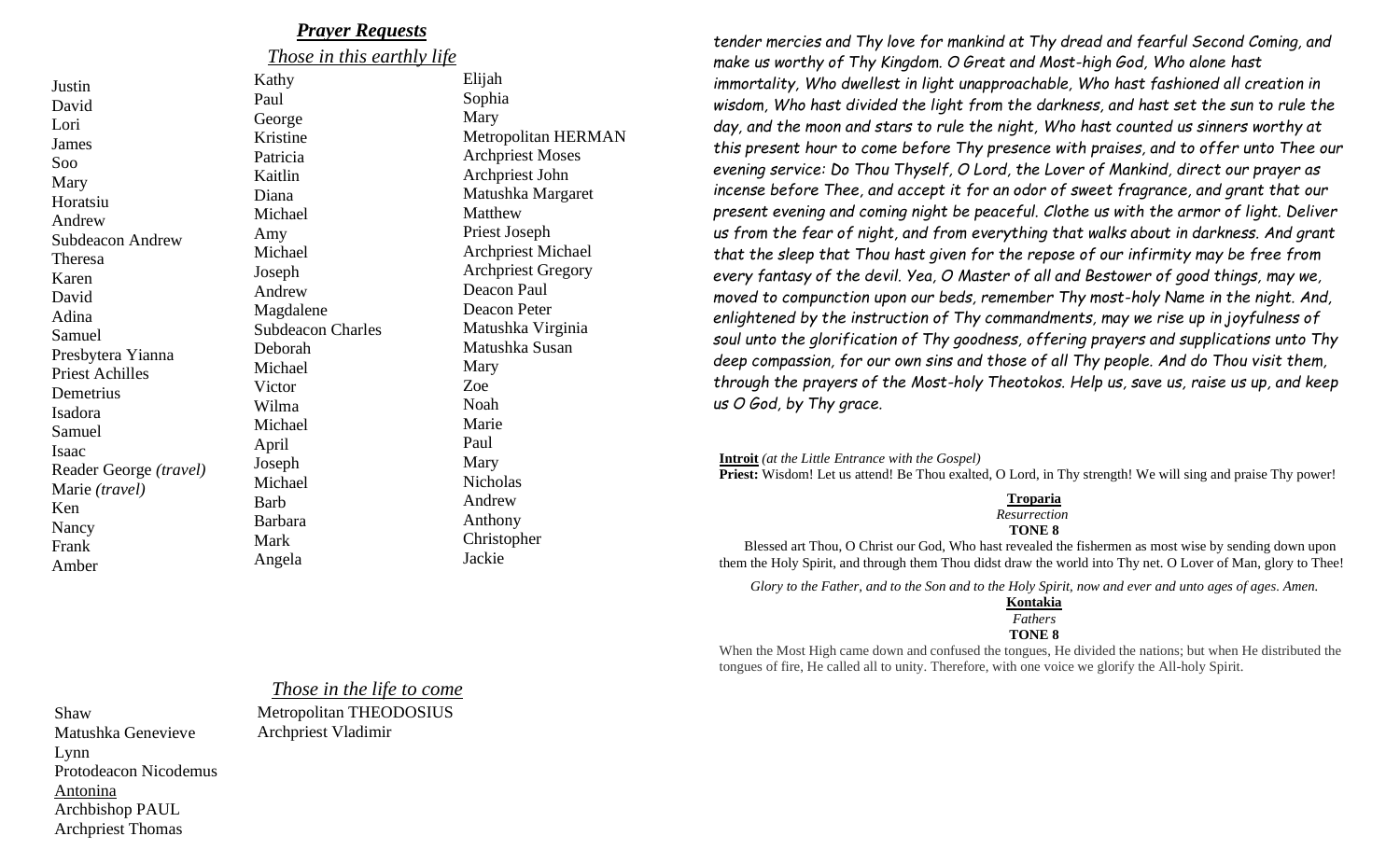## *Prayer Requests*

*Those in this earthly life*

Justin
David
Lori
James
Soo
Mary
Horatsiu
Andrew
Subdeacon Andrew
Theresa
Karen
David
Adina
Samuel
Presbytera Yianna
Priest Achilles
Demetrius
Isadora
Samuel
Isaac
Reader George *(travel)*
Marie *(travel)*
Ken
Nancy
Frank
Amber

Kathy
Paul
George
Kristine
Patricia
Kaitlin
Diana
Michael
Amy
Michael
Joseph
Andrew
Magdalene
Subdeacon Charles
Deborah
Michael
Victor
Wilma
Michael
April
Joseph
Michael
Barb
Barbara
Mark
Angela

Elijah
Sophia
Mary
Metropolitan HERMAN
Archpriest Moses
Archpriest John
Matushka Margaret
Matthew
Priest Joseph
Archpriest Michael
Archpriest Gregory
Deacon Paul
Deacon Peter
Matushka Virginia
Matushka Susan
Mary
Zoe
Noah
Marie
Paul
Mary
Nicholas
Andrew
Anthony
Christopher
Jackie

*Those in the life to come*

Shaw
Matushka Genevieve
Lynn
Protodeacon Nicodemus
Antonina
Archbishop PAUL
Archpriest Thomas
Metropolitan THEODOSIUS
Archpriest Vladimir

*tender mercies and Thy love for mankind at Thy dread and fearful Second Coming, and make us worthy of Thy Kingdom. O Great and Most-high God, Who alone hast immortality, Who dwellest in light unapproachable, Who hast fashioned all creation in wisdom, Who hast divided the light from the darkness, and hast set the sun to rule the day, and the moon and stars to rule the night, Who hast counted us sinners worthy at this present hour to come before Thy presence with praises, and to offer unto Thee our evening service: Do Thou Thyself, O Lord, the Lover of Mankind, direct our prayer as incense before Thee, and accept it for an odor of sweet fragrance, and grant that our present evening and coming night be peaceful. Clothe us with the armor of light. Deliver us from the fear of night, and from everything that walks about in darkness. And grant that the sleep that Thou hast given for the repose of our infirmity may be free from every fantasy of the devil. Yea, O Master of all and Bestower of good things, may we, moved to compunction upon our beds, remember Thy most-holy Name in the night. And, enlightened by the instruction of Thy commandments, may we rise up in joyfulness of soul unto the glorification of Thy goodness, offering prayers and supplications unto Thy deep compassion, for our own sins and those of all Thy people. And do Thou visit them, through the prayers of the Most-holy Theotokos. Help us, save us, raise us up, and keep us O God, by Thy grace.*

**Introit** *(at the Little Entrance with the Gospel)*
**Priest:** Wisdom! Let us attend! Be Thou exalted, O Lord, in Thy strength! We will sing and praise Thy power!

**Troparia**
*Resurrection*
**TONE 8**

Blessed art Thou, O Christ our God, Who hast revealed the fishermen as most wise by sending down upon them the Holy Spirit, and through them Thou didst draw the world into Thy net. O Lover of Man, glory to Thee!

*Glory to the Father, and to the Son and to the Holy Spirit, now and ever and unto ages of ages. Amen.*

**Kontakia**
*Fathers*
**TONE 8**

When the Most High came down and confused the tongues, He divided the nations; but when He distributed the tongues of fire, He called all to unity. Therefore, with one voice we glorify the All-holy Spirit.